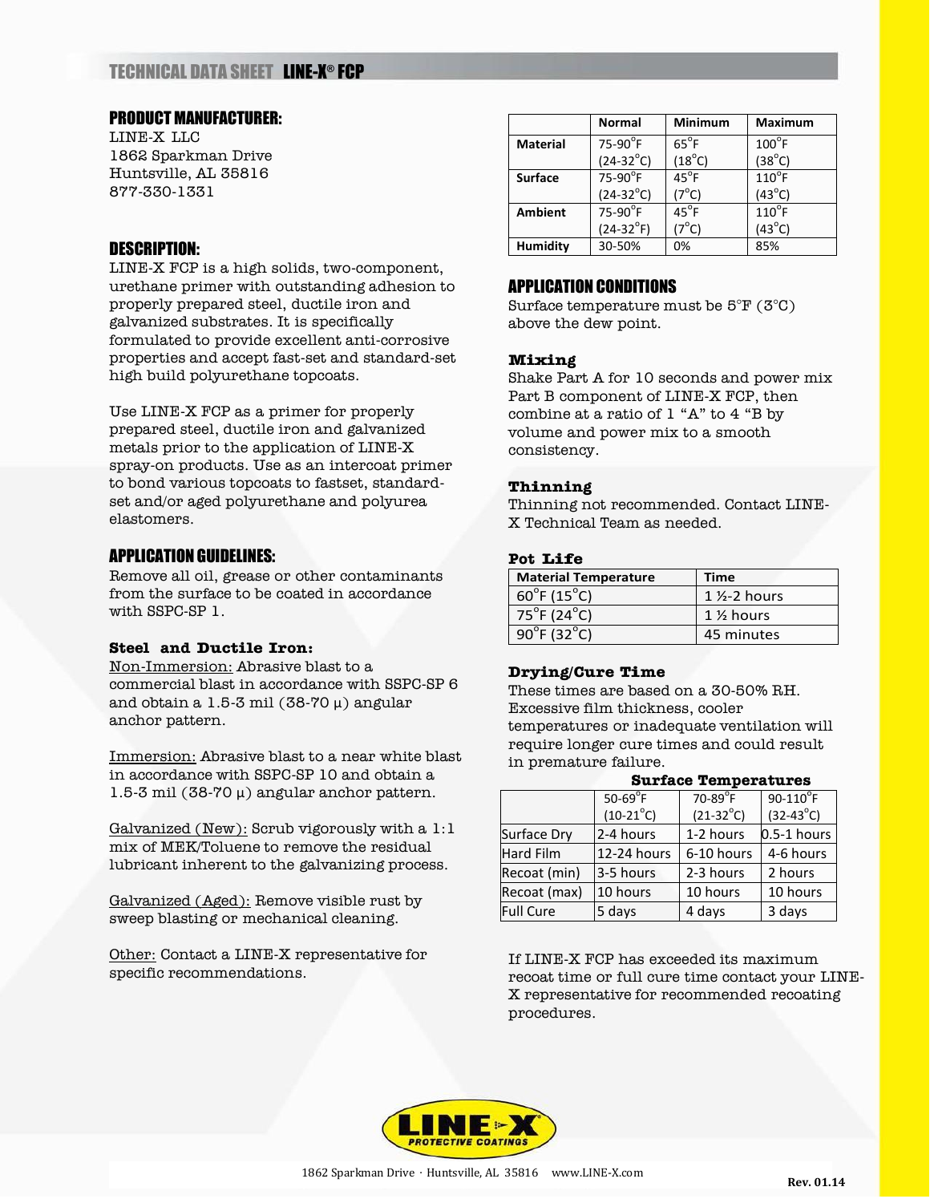# TECHNICAL DATA SHEET LINE-X® FCP

## PRODUCT MANUFACTURER:

LINE-X LLC
1862 Sparkman Drive
Huntsville, AL 35816
877-330-1331

## DESCRIPTION:

LINE-X FCP is a high solids, two-component, urethane primer with outstanding adhesion to properly prepared steel, ductile iron and galvanized substrates. It is specifically formulated to provide excellent anti-corrosive properties and accept fast-set and standard-set high build polyurethane topcoats.

Use LINE-X FCP as a primer for properly prepared steel, ductile iron and galvanized metals prior to the application of LINE-X spray-on products. Use as an intercoat primer to bond various topcoats to fastset, standard-set and/or aged polyurethane and polyurea elastomers.

## APPLICATION GUIDELINES:

Remove all oil, grease or other contaminants from the surface to be coated in accordance with SSPC-SP 1.

### Steel and Ductile Iron:

Non-Immersion: Abrasive blast to a commercial blast in accordance with SSPC-SP 6 and obtain a 1.5-3 mil (38-70 μ) angular anchor pattern.

Immersion: Abrasive blast to a near white blast in accordance with SSPC-SP 10 and obtain a 1.5-3 mil (38-70 μ) angular anchor pattern.

Galvanized (New): Scrub vigorously with a 1:1 mix of MEK/Toluene to remove the residual lubricant inherent to the galvanizing process.

Galvanized (Aged): Remove visible rust by sweep blasting or mechanical cleaning.

Other: Contact a LINE-X representative for specific recommendations.

| | Normal | Minimum | Maximum |
|---|---|---|---|
| **Material** | 75-90°F (24-32°C) | 65°F (18°C) | 100°F (38°C) |
| **Surface** | 75-90°F (24-32°C) | 45°F (7°C) | 110°F (43°C) |
| **Ambient** | 75-90°F (24-32°F) | 45°F (7°C) | 110°F (43°C) |
| **Humidity** | 30-50% | 0% | 85% |

## APPLICATION CONDITIONS

Surface temperature must be 5°F (3°C) above the dew point.

### Mixing

Shake Part A for 10 seconds and power mix Part B component of LINE-X FCP, then combine at a ratio of 1 "A" to 4 "B by volume and power mix to a smooth consistency.

### Thinning

Thinning not recommended. Contact LINE-X Technical Team as needed.

### Pot Life

| Material Temperature | Time |
|---|---|
| 60°F (15°C) | 1 ½-2 hours |
| 75°F (24°C) | 1 ½ hours |
| 90°F (32°C) | 45 minutes |

### Drying/Cure Time

These times are based on a 30-50% RH. Excessive film thickness, cooler temperatures or inadequate ventilation will require longer cure times and could result in premature failure.

**Surface Temperatures**

| | 50-69°F (10-21°C) | 70-89°F (21-32°C) | 90-110°F (32-43°C) |
|---|---|---|---|
| Surface Dry | 2-4 hours | 1-2 hours | 0.5-1 hours |
| Hard Film | 12-24 hours | 6-10 hours | 4-6 hours |
| Recoat (min) | 3-5 hours | 2-3 hours | 2 hours |
| Recoat (max) | 10 hours | 10 hours | 10 hours |
| Full Cure | 5 days | 4 days | 3 days |

If LINE-X FCP has exceeded its maximum recoat time or full cure time contact your LINE-X representative for recommended recoating procedures.

LINE-X PROTECTIVE COATINGS

1862 Sparkman Drive · Huntsville, AL 35816 www.LINE-X.com

Rev. 01.14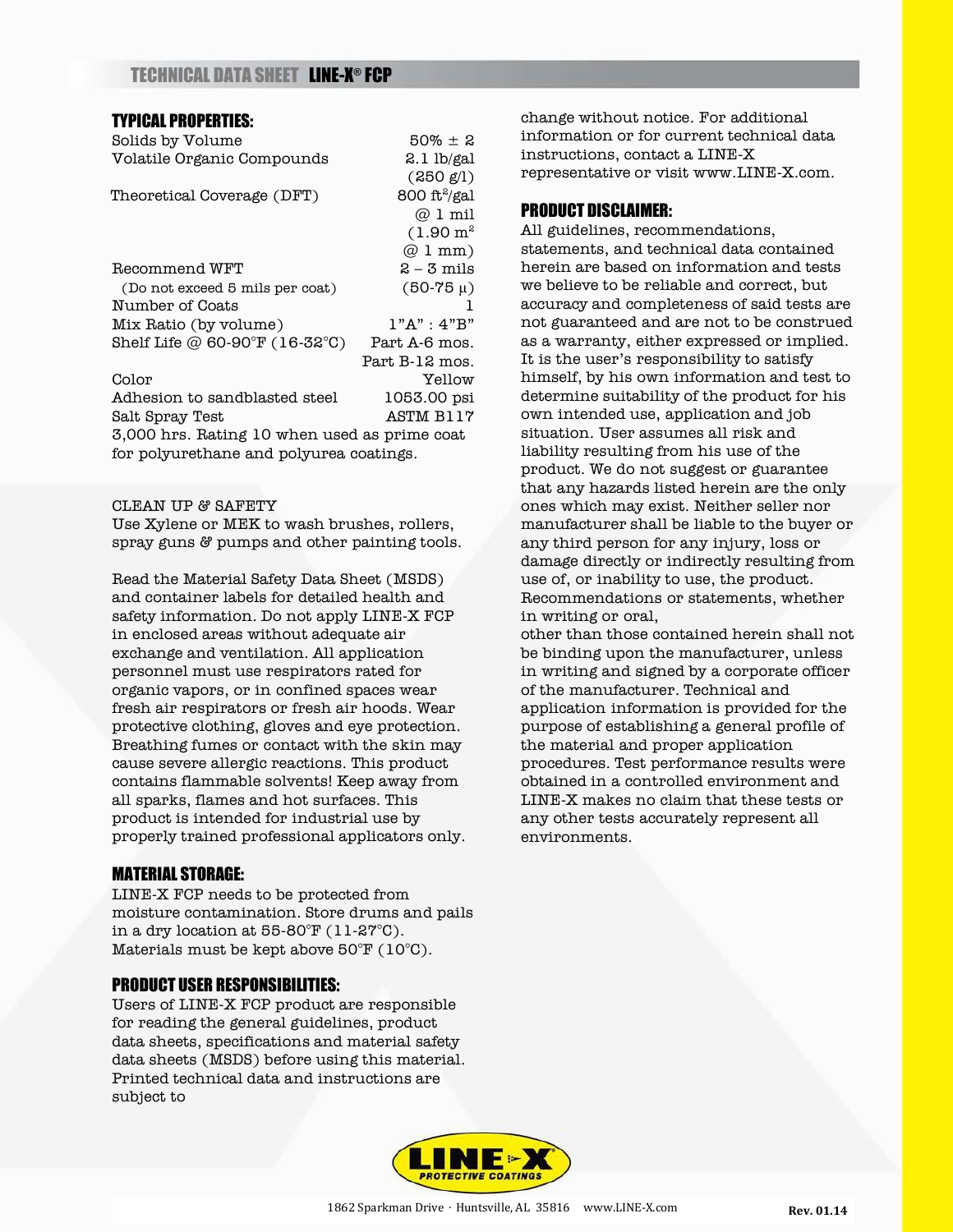## TYPICAL PROPERTIES:

| | |
|---|---|
| Solids by Volume | 50% ± 2 |
| Volatile Organic Compounds | 2.1 lb/gal (250 g/l) |
| Theoretical Coverage (DFT) | 800 ft²/gal @ 1 mil (1.90 m² @ 1 mm) |
| Recommend WFT (Do not exceed 5 mils per coat) | 2 – 3 mils (50-75 μ) |
| Number of Coats | 1 |
| Mix Ratio (by volume) | 1"A" : 4"B" |
| Shelf Life @ 60-90°F (16-32°C) | Part A-6 mos. Part B-12 mos. |
| Color | Yellow |
| Adhesion to sandblasted steel | 1053.00 psi |
| Salt Spray Test | ASTM B117 |

3,000 hrs. Rating 10 when used as prime coat for polyurethane and polyurea coatings.

CLEAN UP & SAFETY

Use Xylene or MEK to wash brushes, rollers, spray guns & pumps and other painting tools.

Read the Material Safety Data Sheet (MSDS) and container labels for detailed health and safety information. Do not apply LINE-X FCP in enclosed areas without adequate air exchange and ventilation. All application personnel must use respirators rated for organic vapors, or in confined spaces wear fresh air respirators or fresh air hoods. Wear protective clothing, gloves and eye protection. Breathing fumes or contact with the skin may cause severe allergic reactions. This product contains flammable solvents! Keep away from all sparks, flames and hot surfaces. This product is intended for industrial use by properly trained professional applicators only.

## MATERIAL STORAGE:

LINE-X FCP needs to be protected from moisture contamination. Store drums and pails in a dry location at 55-80°F (11-27°C). Materials must be kept above 50°F (10°C).

## PRODUCT USER RESPONSIBILITIES:

Users of LINE-X FCP product are responsible for reading the general guidelines, product data sheets, specifications and material safety data sheets (MSDS) before using this material. Printed technical data and instructions are subject to change without notice. For additional information or for current technical data instructions, contact a LINE-X representative or visit www.LINE-X.com.

## PRODUCT DISCLAIMER:

All guidelines, recommendations, statements, and technical data contained herein are based on information and tests we believe to be reliable and correct, but accuracy and completeness of said tests are not guaranteed and are not to be construed as a warranty, either expressed or implied. It is the user's responsibility to satisfy himself, by his own information and test to determine suitability of the product for his own intended use, application and job situation. User assumes all risk and liability resulting from his use of the product. We do not suggest or guarantee that any hazards listed herein are the only ones which may exist. Neither seller nor manufacturer shall be liable to the buyer or any third person for any injury, loss or damage directly or indirectly resulting from use of, or inability to use, the product. Recommendations or statements, whether in writing or oral,
other than those contained herein shall not be binding upon the manufacturer, unless in writing and signed by a corporate officer of the manufacturer. Technical and application information is provided for the purpose of establishing a general profile of the material and proper application procedures. Test performance results were obtained in a controlled environment and LINE-X makes no claim that these tests or any other tests accurately represent all environments.